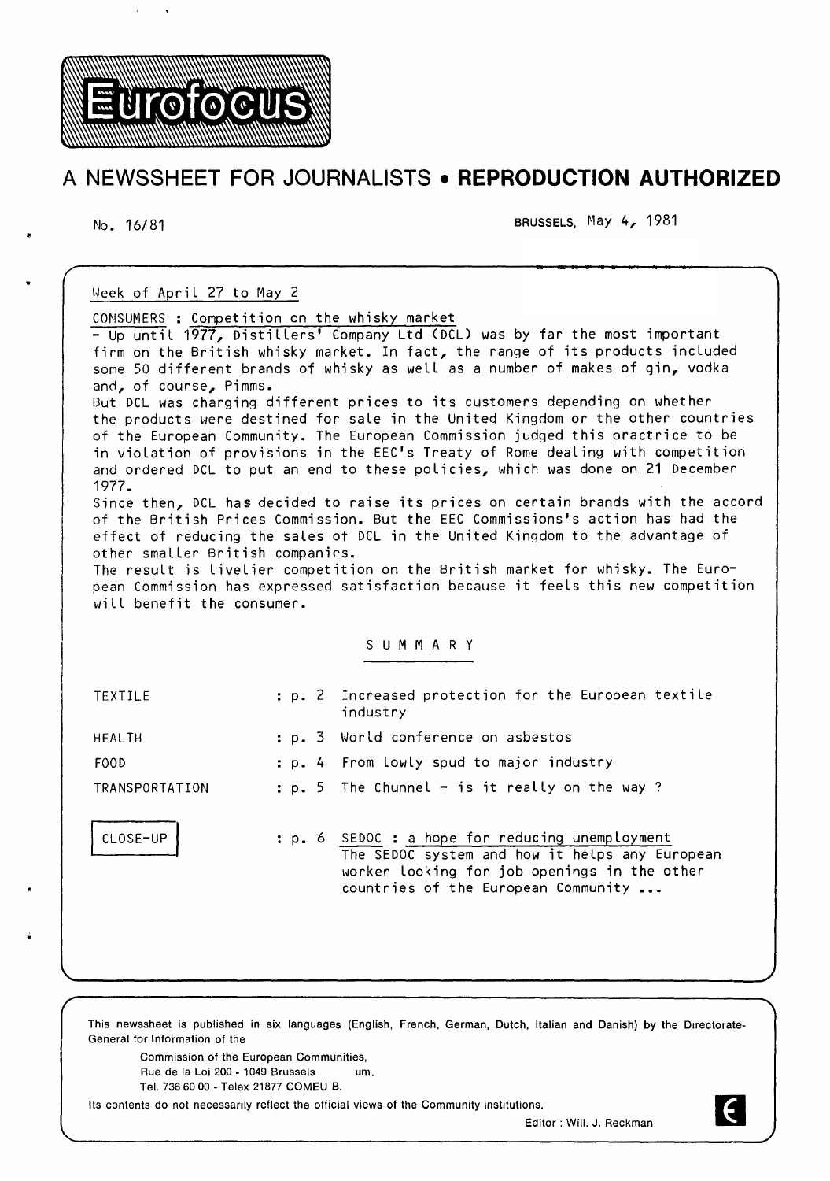# Eurofocus

## A NEWSSHEET FOR JOURNALISTS • REPRODUCTION AUTHORIZED

No. 16/81

BRUSSELS, May 4, 1981

Week of April 27 to May 2

CONSUMERS : Competition on the whisky market

- Up until 1977, Distillers' Company Ltd (DCL) was by far the most important firm on the British whisky market. In fact, the range of its products included some 50 different brands of whisky as well as a number of makes of gin, vodka and, of course, Pimms.

But DCL was charging different prices to its customers depending on whether the products were destined for sale in the United Kingdom or the other countries of the European Community. The European Commission judged this practrice to be in violation of provisions in the EEC's Treaty of Rome dealing with competition and ordered DCL to put an end to these policies, which was done on 21 December 1977.

Since then, DCL has decided to raise its prices on certain brands with the accord of the British Prices Commission. But the EEC Commissions's action has had the effect of reducing the sales of DCL in the United Kingdom to the advantage of other smaller British companies.

The result is livelier competition on the British market for whisky. The European Commission has expressed satisfaction because it feels this new competition will benefit the consumer.

### SUMMARY

| | | |
|---|---|---|
| TEXTILE | : p. 2 | Increased protection for the European textile industry |
| HEALTH | : p. 3 | World conference on asbestos |
| FOOD | : p. 4 | From lowly spud to major industry |
| TRANSPORTATION | : p. 5 | The Chunnel - is it really on the way ? |
| CLOSE-UP | : p. 6 | SEDOC : a hope for reducing unemployment<br>The SEDOC system and how it helps any European worker looking for job openings in the other countries of the European Community ... |

This newssheet is published in six languages (English, French, German, Dutch, Italian and Danish) by the Directorate-General for Information of the

Commission of the European Communities,
Rue de la Loi 200 - 1049 Brussels um.
Tel. 736 60 00 - Telex 21877 COMEU B.

Its contents do not necessarily reflect the official views of the Community institutions.

Editor : Will. J. Reckman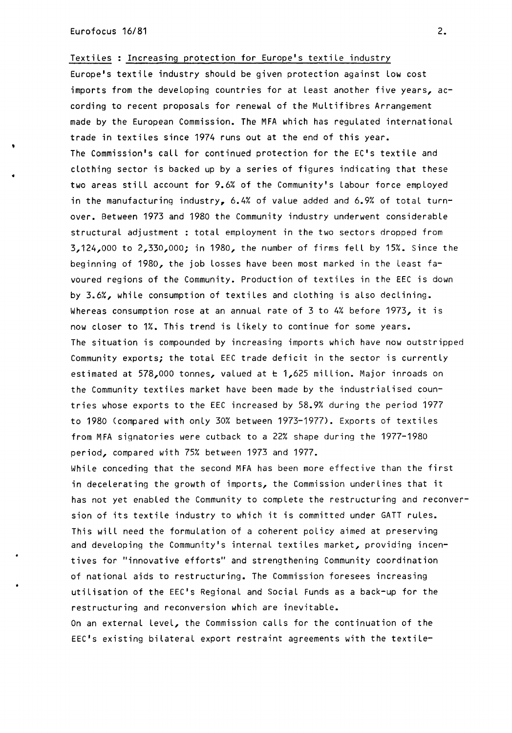Textiles : Increasing protection for Europe's textile industry

Europe's textile industry should be given protection against low cost imports from the developing countries for at least another five years, according to recent proposals for renewal of the Multifibres Arrangement made by the European Commission. The MFA which has regulated international trade in textiles since 1974 runs out at the end of this year.

The Commission's call for continued protection for the EC's textile and clothing sector is backed up by a series of figures indicating that these two areas still account for 9.6% of the Community's labour force employed in the manufacturing industry, 6.4% of value added and 6.9% of total turnover. Between 1973 and 1980 the Community industry underwent considerable structural adjustment : total employment in the two sectors dropped from 3,124,000 to 2,330,000; in 1980, the number of firms fell by 15%. Since the beginning of 1980, the job losses have been most marked in the least favoured regions of the Community. Production of textiles in the EEC is down by 3.6%, while consumption of textiles and clothing is also declining. Whereas consumption rose at an annual rate of 3 to 4% before 1973, it is now closer to 1%. This trend is likely to continue for some years.

The situation is compounded by increasing imports which have now outstripped Community exports; the total EEC trade deficit in the sector is currently estimated at 578,000 tonnes, valued at £ 1,625 million. Major inroads on the Community textiles market have been made by the industrialised countries whose exports to the EEC increased by 58.9% during the period 1977 to 1980 (compared with only 30% between 1973-1977). Exports of textiles from MFA signatories were cutback to a 22% shape during the 1977-1980 period, compared with 75% between 1973 and 1977.

While conceding that the second MFA has been more effective than the first in decelerating the growth of imports, the Commission underlines that it has not yet enabled the Community to complete the restructuring and reconversion of its textile industry to which it is committed under GATT rules. This will need the formulation of a coherent policy aimed at preserving and developing the Community's internal textiles market, providing incentives for "innovative efforts" and strengthening Community coordination of national aids to restructuring. The Commission foresees increasing utilisation of the EEC's Regional and Social Funds as a back-up for the restructuring and reconversion which are inevitable.

On an external level, the Commission calls for the continuation of the EEC's existing bilateral export restraint agreements with the textile-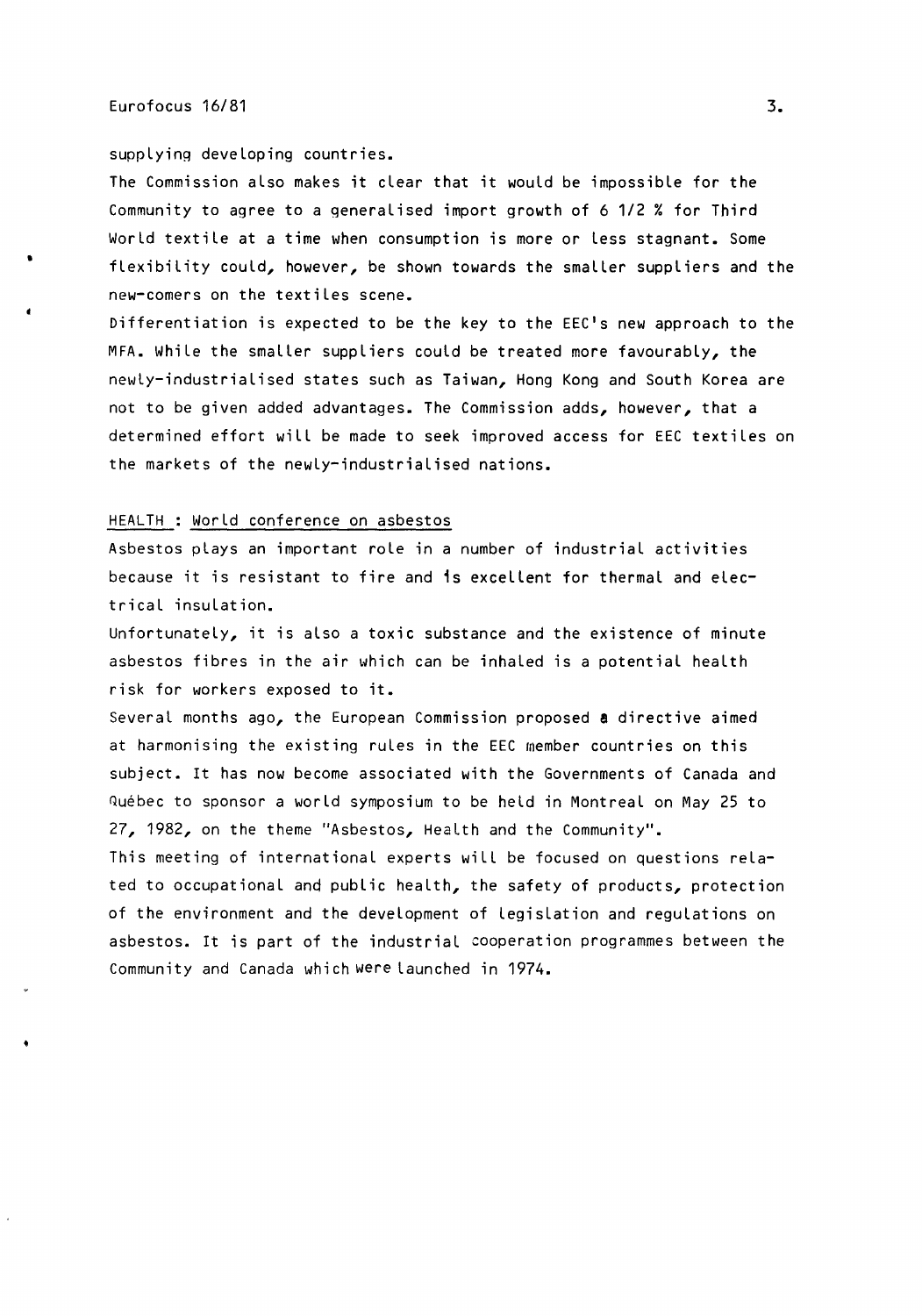supplying developing countries.

The Commission also makes it clear that it would be impossible for the Community to agree to a generalised import growth of 6 1/2 % for Third World textile at a time when consumption is more or less stagnant. Some flexibility could, however, be shown towards the smaller suppliers and the new-comers on the textiles scene.

Differentiation is expected to be the key to the EEC's new approach to the MFA. While the smaller suppliers could be treated more favourably, the newly-industrialised states such as Taiwan, Hong Kong and South Korea are not to be given added advantages. The Commission adds, however, that a determined effort will be made to seek improved access for EEC textiles on the markets of the newly-industrialised nations.

## HEALTH : World conference on asbestos

Asbestos plays an important role in a number of industrial activities because it is resistant to fire and is excellent for thermal and electrical insulation.

Unfortunately, it is also a toxic substance and the existence of minute asbestos fibres in the air which can be inhaled is a potential health risk for workers exposed to it.

Several months ago, the European Commission proposed a directive aimed at harmonising the existing rules in the EEC member countries on this subject. It has now become associated with the Governments of Canada and Québec to sponsor a world symposium to be held in Montreal on May 25 to 27, 1982, on the theme "Asbestos, Health and the Community".

This meeting of international experts will be focused on questions related to occupational and public health, the safety of products, protection of the environment and the development of legislation and regulations on asbestos. It is part of the industrial cooperation programmes between the Community and Canada which were launched in 1974.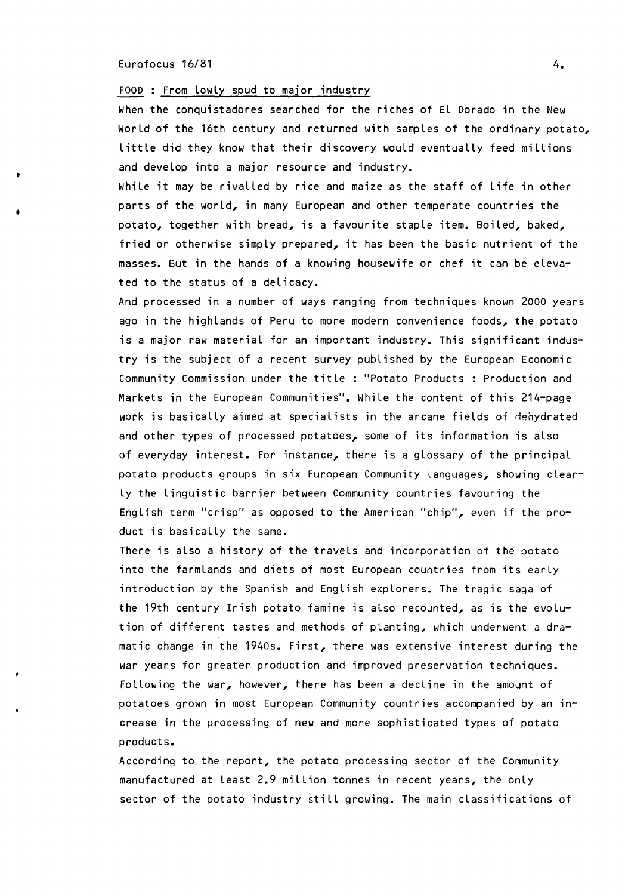## FOOD : From lowly spud to major industry

When the conquistadores searched for the riches of El Dorado in the New World of the 16th century and returned with samples of the ordinary potato, little did they know that their discovery would eventually feed millions and develop into a major resource and industry.

While it may be rivalled by rice and maize as the staff of life in other parts of the world, in many European and other temperate countries the potato, together with bread, is a favourite staple item. Boiled, baked, fried or otherwise simply prepared, it has been the basic nutrient of the masses. But in the hands of a knowing housewife or chef it can be elevated to the status of a delicacy.

And processed in a number of ways ranging from techniques known 2000 years ago in the highlands of Peru to more modern convenience foods, the potato is a major raw material for an important industry. This significant industry is the subject of a recent survey published by the European Economic Community Commission under the title : "Potato Products : Production and Markets in the European Communities". While the content of this 214-page work is basically aimed at specialists in the arcane fields of dehydrated and other types of processed potatoes, some of its information is also of everyday interest. For instance, there is a glossary of the principal potato products groups in six European Community languages, showing clearly the linguistic barrier between Community countries favouring the English term "crisp" as opposed to the American "chip", even if the product is basically the same.

There is also a history of the travels and incorporation of the potato into the farmlands and diets of most European countries from its early introduction by the Spanish and English explorers. The tragic saga of the 19th century Irish potato famine is also recounted, as is the evolution of different tastes and methods of planting, which underwent a dramatic change in the 1940s. First, there was extensive interest during the war years for greater production and improved preservation techniques. Following the war, however, there has been a decline in the amount of potatoes grown in most European Community countries accompanied by an increase in the processing of new and more sophisticated types of potato products.

According to the report, the potato processing sector of the Community manufactured at least 2.9 million tonnes in recent years, the only sector of the potato industry still growing. The main classifications of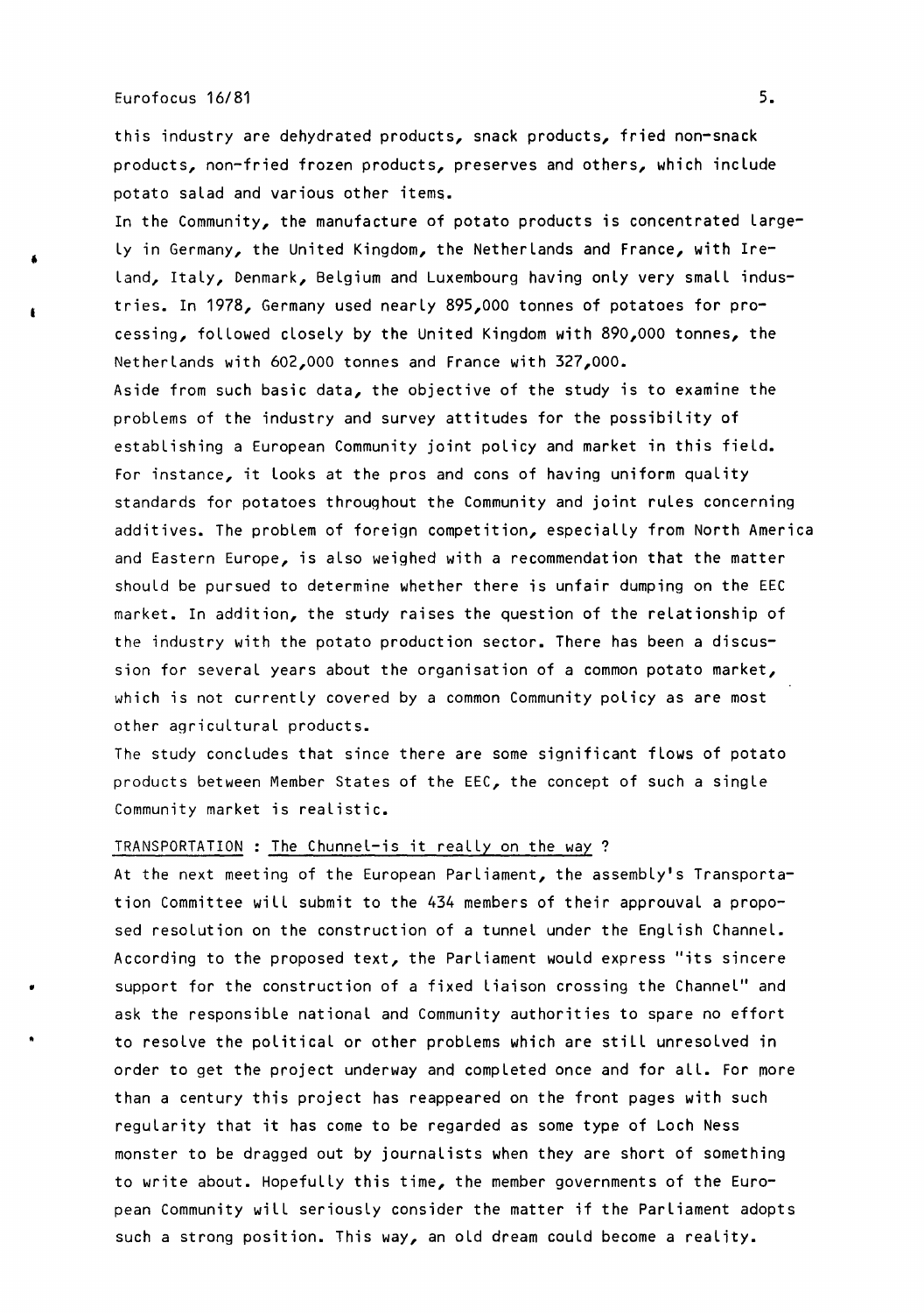this industry are dehydrated products, snack products, fried non-snack products, non-fried frozen products, preserves and others, which include potato salad and various other items.

In the Community, the manufacture of potato products is concentrated largely in Germany, the United Kingdom, the Netherlands and France, with Ireland, Italy, Denmark, Belgium and Luxembourg having only very small industries. In 1978, Germany used nearly 895,000 tonnes of potatoes for processing, followed closely by the United Kingdom with 890,000 tonnes, the Netherlands with 602,000 tonnes and France with 327,000.

Aside from such basic data, the objective of the study is to examine the problems of the industry and survey attitudes for the possibility of establishing a European Community joint policy and market in this field. For instance, it looks at the pros and cons of having uniform quality standards for potatoes throughout the Community and joint rules concerning additives. The problem of foreign competition, especially from North America and Eastern Europe, is also weighed with a recommendation that the matter should be pursued to determine whether there is unfair dumping on the EEC market. In addition, the study raises the question of the relationship of the industry with the potato production sector. There has been a discussion for several years about the organisation of a common potato market, which is not currently covered by a common Community policy as are most other agricultural products.

The study concludes that since there are some significant flows of potato products between Member States of the EEC, the concept of such a single Community market is realistic.

TRANSPORTATION : The Chunnel-is it really on the way ?

At the next meeting of the European Parliament, the assembly's Transportation Committee will submit to the 434 members of their approuval a proposed resolution on the construction of a tunnel under the English Channel. According to the proposed text, the Parliament would express "its sincere support for the construction of a fixed liaison crossing the Channel" and ask the responsible national and Community authorities to spare no effort to resolve the political or other problems which are still unresolved in order to get the project underway and completed once and for all. For more than a century this project has reappeared on the front pages with such regularity that it has come to be regarded as some type of Loch Ness monster to be dragged out by journalists when they are short of something to write about. Hopefully this time, the member governments of the European Community will seriously consider the matter if the Parliament adopts such a strong position. This way, an old dream could become a reality.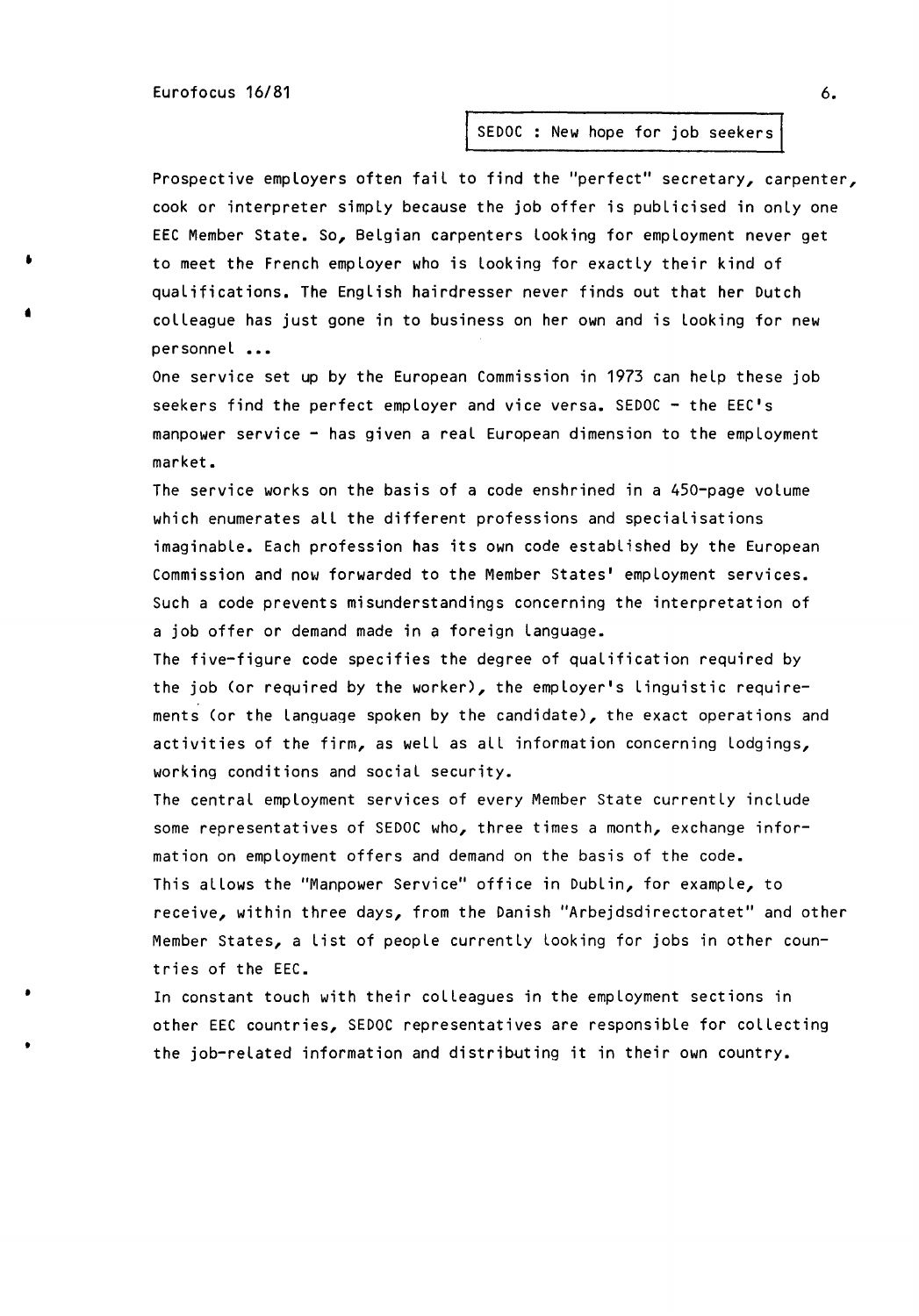## SEDOC : New hope for job seekers

Prospective employers often fail to find the "perfect" secretary, carpenter, cook or interpreter simply because the job offer is publicised in only one EEC Member State. So, Belgian carpenters looking for employment never get to meet the French employer who is looking for exactly their kind of qualifications. The English hairdresser never finds out that her Dutch colleague has just gone in to business on her own and is looking for new personnel ...

One service set up by the European Commission in 1973 can help these job seekers find the perfect employer and vice versa. SEDOC - the EEC's manpower service - has given a real European dimension to the employment market.

The service works on the basis of a code enshrined in a 450-page volume which enumerates all the different professions and specialisations imaginable. Each profession has its own code established by the European Commission and now forwarded to the Member States' employment services. Such a code prevents misunderstandings concerning the interpretation of a job offer or demand made in a foreign language.

The five-figure code specifies the degree of qualification required by the job (or required by the worker), the employer's linguistic requirements (or the language spoken by the candidate), the exact operations and activities of the firm, as well as all information concerning lodgings, working conditions and social security.

The central employment services of every Member State currently include some representatives of SEDOC who, three times a month, exchange information on employment offers and demand on the basis of the code.

This allows the "Manpower Service" office in Dublin, for example, to receive, within three days, from the Danish "Arbejdsdirectoratet" and other Member States, a list of people currently looking for jobs in other countries of the EEC.

In constant touch with their colleagues in the employment sections in other EEC countries, SEDOC representatives are responsible for collecting the job-related information and distributing it in their own country.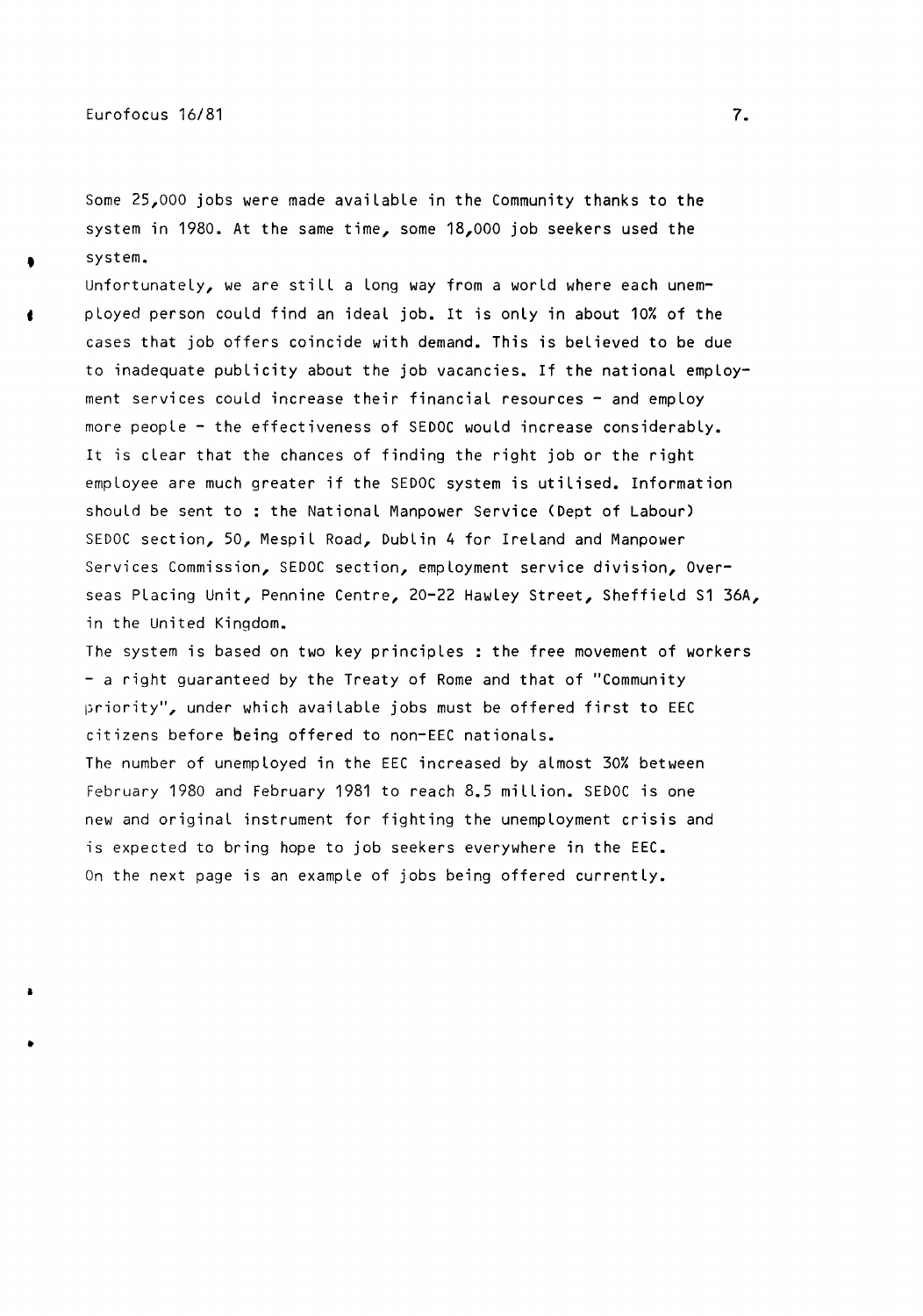Some 25,000 jobs were made available in the Community thanks to the system in 1980. At the same time, some 18,000 job seekers used the system.

Unfortunately, we are still a long way from a world where each unemployed person could find an ideal job. It is only in about 10% of the cases that job offers coincide with demand. This is believed to be due to inadequate publicity about the job vacancies. If the national employment services could increase their financial resources - and employ more people - the effectiveness of SEDOC would increase considerably.

It is clear that the chances of finding the right job or the right employee are much greater if the SEDOC system is utilised. Information should be sent to : the National Manpower Service (Dept of Labour) SEDOC section, 50, Mespil Road, Dublin 4 for Ireland and Manpower Services Commission, SEDOC section, employment service division, Overseas Placing Unit, Pennine Centre, 20-22 Hawley Street, Sheffield S1 36A, in the United Kingdom.

The system is based on two key principles : the free movement of workers - a right guaranteed by the Treaty of Rome and that of "Community priority", under which available jobs must be offered first to EEC citizens before being offered to non-EEC nationals.

The number of unemployed in the EEC increased by almost 30% between February 1980 and February 1981 to reach 8.5 million. SEDOC is one new and original instrument for fighting the unemployment crisis and is expected to bring hope to job seekers everywhere in the EEC.

On the next page is an example of jobs being offered currently.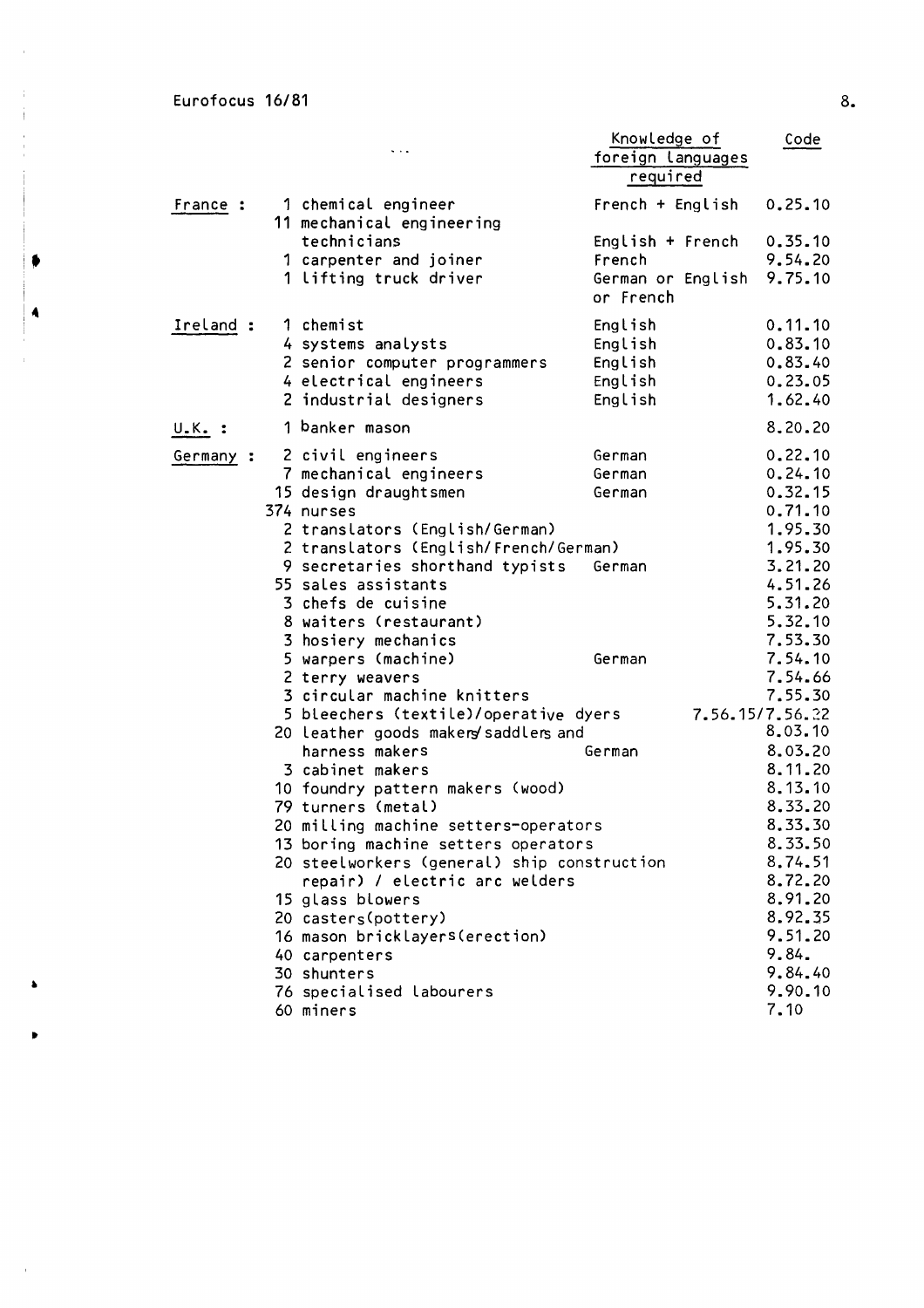| ... | | Knowledge of foreign languages required | Code |
|---|---|---|---|
| France : | 1 chemical engineer | French + English | 0.25.10 |
| | 11 mechanical engineering technicians | English + French | 0.35.10 |
| | 1 carpenter and joiner | French | 9.54.20 |
| | 1 lifting truck driver | German or English or French | 9.75.10 |
| Ireland : | 1 chemist | English | 0.11.10 |
| | 4 systems analysts | English | 0.83.10 |
| | 2 senior computer programmers | English | 0.83.40 |
| | 4 electrical engineers | English | 0.23.05 |
| | 2 industrial designers | English | 1.62.40 |
| U.K. : | 1 banker mason | | 8.20.20 |
| Germany : | 2 civil engineers | German | 0.22.10 |
| | 7 mechanical engineers | German | 0.24.10 |
| | 15 design draughtsmen | German | 0.32.15 |
| | 374 nurses | | 0.71.10 |
| | 2 translators (English/German) | | 1.95.30 |
| | 2 translators (English/French/German) | | 1.95.30 |
| | 9 secretaries shorthand typists | German | 3.21.20 |
| | 55 sales assistants | | 4.51.26 |
| | 3 chefs de cuisine | | 5.31.20 |
| | 8 waiters (restaurant) | | 5.32.10 |
| | 3 hosiery mechanics | | 7.53.30 |
| | 5 warpers (machine) | German | 7.54.10 |
| | 2 terry weavers | | 7.54.66 |
| | 3 circular machine knitters | | 7.55.30 |
| | 5 bleechers (textile)/operative dyers | | 7.56.15/7.56.22 |
| | 20 leather goods makers/saddlers and harness makers | German | 8.03.10 8.03.20 |
| | 3 cabinet makers | | 8.11.20 |
| | 10 foundry pattern makers (wood) | | 8.13.10 |
| | 79 turners (metal) | | 8.33.20 |
| | 20 milling machine setters-operators | | 8.33.30 |
| | 13 boring machine setters operators | | 8.33.50 |
| | 20 steelworkers (general) ship construction repair) / electric arc welders | | 8.74.51 8.72.20 |
| | 15 glass blowers | | 8.91.20 |
| | 20 casters(pottery) | | 8.92.35 |
| | 16 mason bricklayers(erection) | | 9.51.20 |
| | 40 carpenters | | 9.84. |
| | 30 shunters | | 9.84.40 |
| | 76 specialised labourers | | 9.90.10 |
| | 60 miners | | 7.10 |